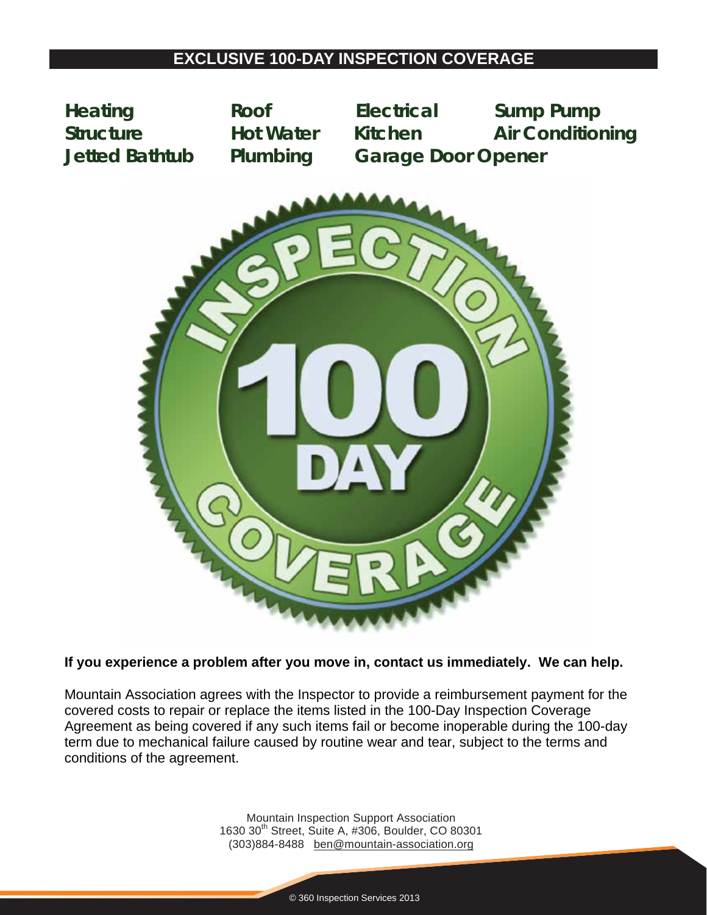# EXCLUSIVE 100-DAY INSPECTION COVERAGE

**Heating** **Roof** **Electrical** **Sump Pump**
**Structure** **Hot Water** **Kitchen** **Air Conditioning**
**Jetted Bathtub** **Plumbing** **Garage Door Opener**

**If you experience a problem after you move in, contact us immediately. We can help.**

Mountain Association agrees with the Inspector to provide a reimbursement payment for the covered costs to repair or replace the items listed in the 100-Day Inspection Coverage Agreement as being covered if any such items fail or become inoperable during the 100-day term due to mechanical failure caused by routine wear and tear, subject to the terms and conditions of the agreement.

Mountain Inspection Support Association
1630 30th Street, Suite A, #306, Boulder, CO 80301
(303)884-8488 ben@mountain-association.org

© 360 Inspection Services 2013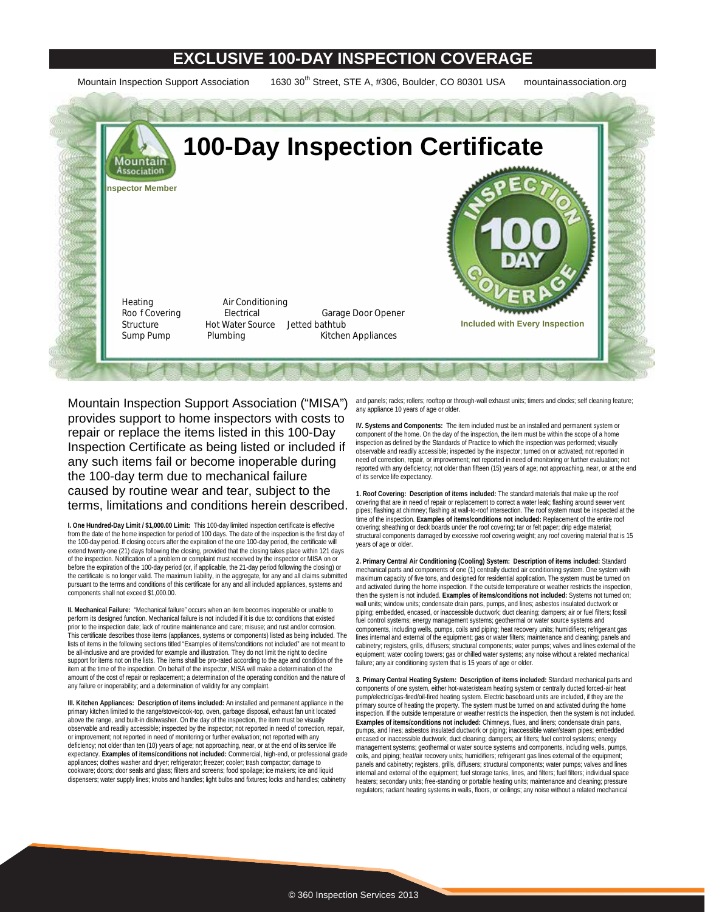# EXCLUSIVE 100-DAY INSPECTION COVERAGE

Mountain Inspection Support Association 1630 30th Street, STE A, #306, Boulder, CO 80301 USA mountainassociation.org

## 100-Day Inspection Certificate

Inspector Member

| | | |
|---|---|---|
| Heating | Air Conditioning | |
| Roof Covering | Electrical | Garage Door Opener |
| Structure | Hot Water Source | Jetted bathtub |
| Sump Pump | Plumbing | Kitchen Appliances |

Included with Every Inspection

Mountain Inspection Support Association ("MISA") provides support to home inspectors with costs to repair or replace the items listed in this 100-Day Inspection Certificate as being listed or included if any such items fail or become inoperable during the 100-day term due to mechanical failure caused by routine wear and tear, subject to the terms, limitations and conditions herein described.

**I. One Hundred-Day Limit / $1,000.00 Limit:** This 100-day limited inspection certificate is effective from the date of the home inspection for period of 100 days. The date of the inspection is the first day of the 100-day period. If closing occurs after the expiration of the one 100-day period, the certificate will extend twenty-one (21) days following the closing, provided that the closing takes place within 121 days of the inspection. Notification of a problem or complaint must received by the inspector or MISA on or before the expiration of the 100-day period (or, if applicable, the 21-day period following the closing) or the certificate is no longer valid. The maximum liability, in the aggregate, for any and all claims submitted pursuant to the terms and conditions of this certificate for any and all included appliances, systems and components shall not exceed $1,000.00.

**II. Mechanical Failure:** "Mechanical failure" occurs when an item becomes inoperable or unable to perform its designed function. Mechanical failure is not included if it is due to: conditions that existed prior to the inspection date; lack of routine maintenance and care; misuse; and rust and/or corrosion. This certificate describes those items (appliances, systems or components) listed as being included. The lists of items in the following sections titled "Examples of items/conditions not included" are not meant to be all-inclusive and are provided for example and illustration. They do not limit the right to decline support for items not on the lists. The items shall be pro-rated according to the age and condition of the item at the time of the inspection. On behalf of the inspector, MISA will make a determination of the amount of the cost of repair or replacement; a determination of the operating condition and the nature of any failure or inoperability; and a determination of validity for any complaint.

**III. Kitchen Appliances: Description of items included:** An installed and permanent appliance in the primary kitchen limited to the range/stove/cook-top, oven, garbage disposal, exhaust fan unit located above the range, and built-in dishwasher. On the day of the inspection, the item must be visually observable and readily accessible; inspected by the inspector; not reported in need of correction, repair, or improvement; not reported in need of monitoring or further evaluation; not reported with any deficiency; not older than ten (10) years of age; not approaching, near, or at the end of its service life expectancy. **Examples of items/conditions not included:** Commercial, high-end, or professional grade appliances; clothes washer and dryer; refrigerator; freezer; cooler; trash compactor; damage to cookware; doors; door seals and glass; filters and screens; food spoilage; ice makers; ice and liquid dispensers; water supply lines; knobs and handles; light bulbs and fixtures; locks and handles; cabinetry and panels; racks; rollers; rooftop or through-wall exhaust units; timers and clocks; self cleaning feature; any appliance 10 years of age or older.

**IV. Systems and Components:** The item included must be an installed and permanent system or component of the home. On the day of the inspection, the item must be within the scope of a home inspection as defined by the Standards of Practice to which the inspection was performed; visually observable and readily accessible; inspected by the inspector; turned on or activated; not reported in need of correction, repair, or improvement; not reported in need of monitoring or further evaluation; not reported with any deficiency; not older than fifteen (15) years of age; not approaching, near, or at the end of its service life expectancy.

**1. Roof Covering: Description of items included:** The standard materials that make up the roof covering that are in need of repair or replacement to correct a water leak; flashing around sewer vent pipes; flashing at chimney; flashing at wall-to-roof intersection. The roof system must be inspected at the time of the inspection. **Examples of items/conditions not included:** Replacement of the entire roof covering; sheathing or deck boards under the roof covering; tar or felt paper; drip edge material; structural components damaged by excessive roof covering weight; any roof covering material that is 15 years of age or older.

**2. Primary Central Air Conditioning (Cooling) System: Description of items included:** Standard mechanical parts and components of one (1) centrally ducted air conditioning system. One system with maximum capacity of five tons, and designed for residential application. The system must be turned on and activated during the home inspection. If the outside temperature or weather restricts the inspection, then the system is not included. **Examples of items/conditions not included:** Systems not turned on; wall units; window units; condensate drain pans, pumps, and lines; asbestos insulated ductwork or piping; embedded, encased, or inaccessible ductwork; duct cleaning; dampers; air or fuel filters; fossil fuel control systems; energy management systems; geothermal or water source systems and components, including wells, pumps, coils and piping; heat recovery units; humidifiers; refrigerant gas lines internal and external of the equipment; gas or water filters; maintenance and cleaning; panels and cabinetry; registers, grills, diffusers; structural components; water pumps; valves and lines external of the equipment; water cooling towers; gas or chilled water systems; any noise without a related mechanical failure; any air conditioning system that is 15 years of age or older.

**3. Primary Central Heating System: Description of items included:** Standard mechanical parts and components of one system, either hot-water/steam heating system or centrally ducted forced-air heat pump/electric/gas-fired/oil-fired heating system. Electric baseboard units are included, if they are the primary source of heating the property. The system must be turned on and activated during the home inspection. If the outside temperature or weather restricts the inspection, then the system is not included. **Examples of items/conditions not included:** Chimneys, flues, and liners; condensate drain pans, pumps, and lines; asbestos insulated ductwork or piping; inaccessible water/steam pipes; embedded encased or inaccessible ductwork; duct cleaning; dampers; air filters; fuel control systems; energy management systems; geothermal or water source systems and components, including wells, pumps, coils, and piping; heat/air recovery units; humidifiers; refrigerant gas lines external of the equipment; panels and cabinetry; registers, grills, diffusers; structural components; water pumps; valves and lines internal and external of the equipment; fuel storage tanks, lines, and filters; fuel filters; individual space heaters; secondary units; free-standing or portable heating units; maintenance and cleaning; pressure regulators; radiant heating systems in walls, floors, or ceilings; any noise without a related mechanical

© 360 Inspection Services 2013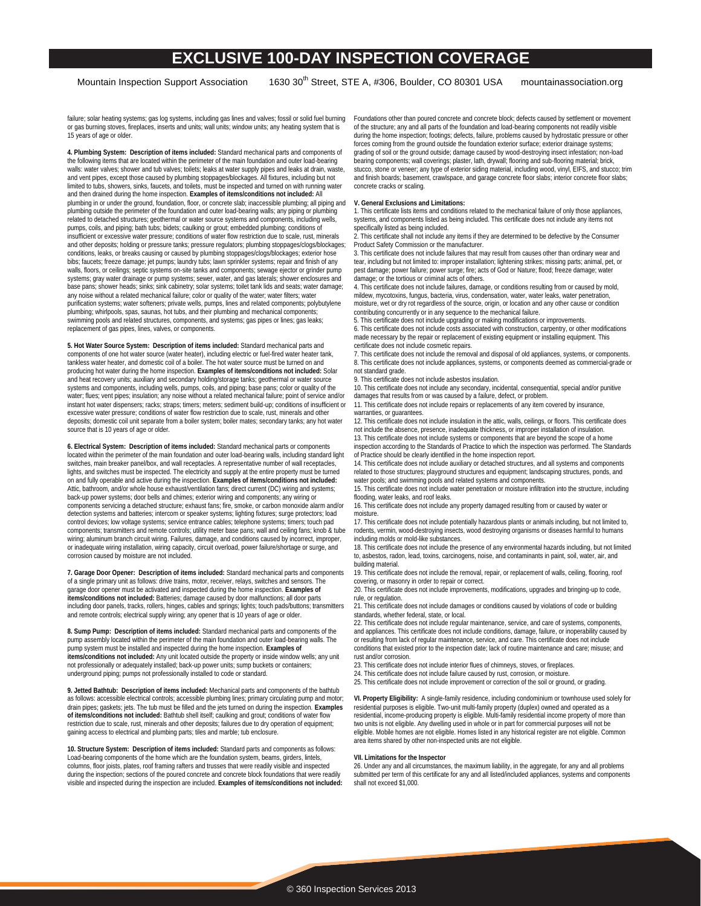failure; solar heating systems; gas log systems, including gas lines and valves; fossil or solid fuel burning or gas burning stoves, fireplaces, inserts and units; wall units; window units; any heating system that is 15 years of age or older.

**4. Plumbing System: Description of items included:** Standard mechanical parts and components of the following items that are located within the perimeter of the main foundation and outer load-bearing walls: water valves; shower and tub valves; toilets; leaks at water supply pipes and leaks at drain, waste, and vent pipes, except those caused by plumbing stoppages/blockages. All fixtures, including but not limited to tubs, showers, sinks, faucets, and toilets, must be inspected and turned on with running water and then drained during the home inspection. **Examples of items/conditions not included:** All plumbing in or under the ground, foundation, floor, or concrete slab; inaccessible plumbing; all piping and plumbing outside the perimeter of the foundation and outer load-bearing walls; any piping or plumbing related to detached structures; geothermal or water source systems and components, including wells, pumps, coils, and piping; bath tubs; bidets; caulking or grout; embedded plumbing; conditions of insufficient or excessive water pressure; conditions of water flow restriction due to scale, rust, minerals and other deposits; holding or pressure tanks; pressure regulators; plumbing stoppages/clogs/blockages; conditions, leaks, or breaks causing or caused by plumbing stoppages/clogs/blockages; exterior hose bibs; faucets; freeze damage; jet pumps; laundry tubs; lawn sprinkler systems; repair and finish of any walls, floors, or ceilings; septic systems on-site tanks and components; sewage ejector or grinder pump systems; gray water drainage or pump systems; sewer, water, and gas laterals; shower enclosures and base pans; shower heads; sinks; sink cabinetry; solar systems; toilet tank lids and seats; water damage; any noise without a related mechanical failure; color or quality of the water; water filters; water purification systems; water softeners; private wells, pumps, lines and related components; polybutylene plumbing; whirlpools, spas, saunas, hot tubs, and their plumbing and mechanical components; swimming pools and related structures, components, and systems; gas pipes or lines; gas leaks; replacement of gas pipes, lines, valves, or components.

**5. Hot Water Source System: Description of items included:** Standard mechanical parts and components of one hot water source (water heater), including electric or fuel-fired water heater tank, tankless water heater, and domestic coil of a boiler. The hot water source must be turned on and producing hot water during the home inspection. **Examples of items/conditions not included:** Solar and heat recovery units; auxiliary and secondary holding/storage tanks; geothermal or water source systems and components, including wells, pumps, coils, and piping; base pans; color or quality of the water; flues; vent pipes; insulation; any noise without a related mechanical failure; point of service and/or instant hot water dispensers; racks; straps; timers; meters; sediment build-up; conditions of insufficient or excessive water pressure; conditions of water flow restriction due to scale, rust, minerals and other deposits; domestic coil unit separate from a boiler system; boiler mates; secondary tanks; any hot water source that is 10 years of age or older.

**6. Electrical System: Description of items included:** Standard mechanical parts or components located within the perimeter of the main foundation and outer load-bearing walls, including standard light switches, main breaker panel/box, and wall receptacles. A representative number of wall receptacles, lights, and switches must be inspected. The electricity and supply at the entire property must be turned on and fully operable and active during the inspection. **Examples of items/conditions not included:** Attic, bathroom, and/or whole house exhaust/ventilation fans; direct current (DC) wiring and systems; back-up power systems; door bells and chimes; exterior wiring and components; any wiring or components servicing a detached structure; exhaust fans; fire, smoke, or carbon monoxide alarm and/or detection systems and batteries; intercom or speaker systems; lighting fixtures; surge protectors; load control devices; low voltage systems; service entrance cables; telephone systems; timers; touch pad components; transmitters and remote controls; utility meter base pans; wall and ceiling fans; knob & tube wiring; aluminum branch circuit wiring. Failures, damage, and conditions caused by incorrect, improper, or inadequate wiring installation, wiring capacity, circuit overload, power failure/shortage or surge, and corrosion caused by moisture are not included.

**7. Garage Door Opener: Description of items included:** Standard mechanical parts and components of a single primary unit as follows: drive trains, motor, receiver, relays, switches and sensors. The garage door opener must be activated and inspected during the home inspection. **Examples of items/conditions not included:** Batteries; damage caused by door malfunctions; all door parts including door panels, tracks, rollers, hinges, cables and springs; lights; touch pads/buttons; transmitters and remote controls; electrical supply wiring; any opener that is 10 years of age or older.

**8. Sump Pump: Description of items included:** Standard mechanical parts and components of the pump assembly located within the perimeter of the main foundation and outer load-bearing walls. The pump system must be installed and inspected during the home inspection. **Examples of items/conditions not included:** Any unit located outside the property or inside window wells; any unit not professionally or adequately installed; back-up power units; sump buckets or containers; underground piping; pumps not professionally installed to code or standard.

**9. Jetted Bathtub: Description of items included:** Mechanical parts and components of the bathtub as follows: accessible electrical controls; accessible plumbing lines; primary circulating pump and motor; drain pipes; gaskets; jets. The tub must be filled and the jets turned on during the inspection. **Examples of items/conditions not included:** Bathtub shell itself; caulking and grout; conditions of water flow restriction due to scale, rust, minerals and other deposits; failures due to dry operation of equipment; gaining access to electrical and plumbing parts; tiles and marble; tub enclosure.

**10. Structure System: Description of items included:** Standard parts and components as follows: Load-bearing components of the home which are the foundation system, beams, girders, lintels, columns, floor joists, plates, roof framing rafters and trusses that were readily visible and inspected during the inspection; sections of the poured concrete and concrete block foundations that were readily visible and inspected during the inspection are included. **Examples of items/conditions not included:** Foundations other than poured concrete and concrete block; defects caused by settlement or movement of the structure; any and all parts of the foundation and load-bearing components not readily visible during the home inspection; footings; defects, failure, problems caused by hydrostatic pressure or other forces coming from the ground outside the foundation exterior surface; exterior drainage systems; grading of soil or the ground outside; damage caused by wood-destroying insect infestation; non-load bearing components; wall coverings; plaster, lath, drywall; flooring and sub-flooring material; brick, stucco, stone or veneer; any type of exterior siding material, including wood, vinyl, EIFS, and stucco; trim and finish boards; basement, crawlspace, and garage concrete floor slabs; interior concrete floor slabs; concrete cracks or scaling.

**V. General Exclusions and Limitations:**

1. This certificate lists items and conditions related to the mechanical failure of only those appliances, systems, and components listed as being included. This certificate does not include any items not specifically listed as being included.
2. This certificate shall not include any items if they are determined to be defective by the Consumer Product Safety Commission or the manufacturer.
3. This certificate does not include failures that may result from causes other than ordinary wear and tear, including but not limited to: improper installation; lightening strikes; missing parts; animal, pet, or pest damage; power failure; power surge; fire; acts of God or Nature; flood; freeze damage; water damage; or the tortious or criminal acts of others.
4. This certificate does not include failures, damage, or conditions resulting from or caused by mold, mildew, mycotoxins, fungus, bacteria, virus, condensation, water, water leaks, water penetration, moisture, wet or dry rot regardless of the source, origin, or location and any other cause or condition contributing concurrently or in any sequence to the mechanical failure.
5. This certificate does not include upgrading or making modifications or improvements.
6. This certificate does not include costs associated with construction, carpentry, or other modifications made necessary by the repair or replacement of existing equipment or installing equipment. This certificate does not include cosmetic repairs.
7. This certificate does not include the removal and disposal of old appliances, systems, or components.
8. This certificate does not include appliances, systems, or components deemed as commercial-grade or not standard grade.
9. This certificate does not include asbestos insulation.
10. This certificate does not include any secondary, incidental, consequential, special and/or punitive damages that results from or was caused by a failure, defect, or problem.
11. This certificate does not include repairs or replacements of any item covered by insurance, warranties, or guarantees.
12. This certificate does not include insulation in the attic, walls, ceilings, or floors. This certificate does not include the absence, presence, inadequate thickness, or improper installation of insulation.
13. This certificate does not include systems or components that are beyond the scope of a home inspection according to the Standards of Practice to which the inspection was performed. The Standards of Practice should be clearly identified in the home inspection report.
14. This certificate does not include auxiliary or detached structures, and all systems and components related to those structures; playground structures and equipment; landscaping structures, ponds, and water pools; and swimming pools and related systems and components.
15. This certificate does not include water penetration or moisture infiltration into the structure, including flooding, water leaks, and roof leaks.
16. This certificate does not include any property damaged resulting from or caused by water or moisture.
17. This certificate does not include potentially hazardous plants or animals including, but not limited to, rodents, vermin, wood-destroying insects, wood destroying organisms or diseases harmful to humans including molds or mold-like substances.
18. This certificate does not include the presence of any environmental hazards including, but not limited to, asbestos, radon, lead, toxins, carcinogens, noise, and contaminants in paint, soil, water, air, and building material.
19. This certificate does not include the removal, repair, or replacement of walls, ceiling, flooring, roof covering, or masonry in order to repair or correct.
20. This certificate does not include improvements, modifications, upgrades and bringing-up to code, rule, or regulation.
21. This certificate does not include damages or conditions caused by violations of code or building standards, whether federal, state, or local.
22. This certificate does not include regular maintenance, service, and care of systems, components, and appliances. This certificate does not include conditions, damage, failure, or inoperability caused by or resulting from lack of regular maintenance, service, and care. This certificate does not include conditions that existed prior to the inspection date; lack of routine maintenance and care; misuse; and rust and/or corrosion.
23. This certificate does not include interior flues of chimneys, stoves, or fireplaces.
24. This certificate does not include failure caused by rust, corrosion, or moisture.
25. This certificate does not include improvement or correction of the soil or ground, or grading.

**VI. Property Eligibility:** A single-family residence, including condominium or townhouse used solely for residential purposes is eligible. Two-unit multi-family property (duplex) owned and operated as a residential, income-producing property is eligible. Multi-family residential income property of more than two units is not eligible. Any dwelling used in whole or in part for commercial purposes will not be eligible. Mobile homes are not eligible. Homes listed in any historical register are not eligible. Common area items shared by other non-inspected units are not eligible.

**VII. Limitations for the Inspector**

26. Under any and all circumstances, the maximum liability, in the aggregate, for any and all problems submitted per term of this certificate for any and all listed/included appliances, systems and components shall not exceed $1,000.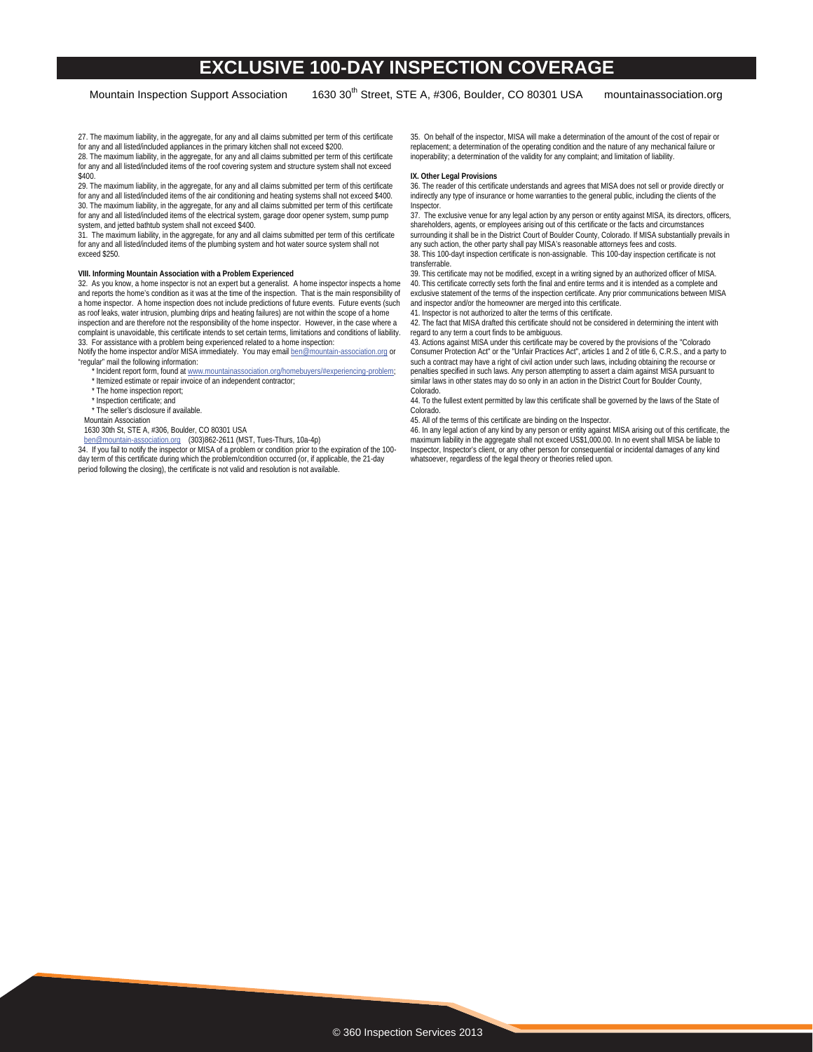# EXCLUSIVE 100-DAY INSPECTION COVERAGE

Mountain Inspection Support Association    1630 30th Street, STE A, #306, Boulder, CO 80301 USA    mountainassociation.org

27. The maximum liability, in the aggregate, for any and all claims submitted per term of this certificate for any and all listed/included appliances in the primary kitchen shall not exceed $200.

28. The maximum liability, in the aggregate, for any and all claims submitted per term of this certificate for any and all listed/included items of the roof covering system and structure system shall not exceed $400.

29. The maximum liability, in the aggregate, for any and all claims submitted per term of this certificate for any and all listed/included items of the air conditioning and heating systems shall not exceed $400.

30. The maximum liability, in the aggregate, for any and all claims submitted per term of this certificate for any and all listed/included items of the electrical system, garage door opener system, sump pump system, and jetted bathtub system shall not exceed $400.

31. The maximum liability, in the aggregate, for any and all claims submitted per term of this certificate for any and all listed/included items of the plumbing system and hot water source system shall not exceed $250.

**VIII. Informing Mountain Association with a Problem Experienced**

32. As you know, a home inspector is not an expert but a generalist. A home inspector inspects a home and reports the home's condition as it was at the time of the inspection. That is the main responsibility of a home inspector. A home inspection does not include predictions of future events. Future events (such as roof leaks, water intrusion, plumbing drips and heating failures) are not within the scope of a home inspection and are therefore not the responsibility of the home inspector. However, in the case where a complaint is unavoidable, this certificate intends to set certain terms, limitations and conditions of liability.

33. For assistance with a problem being experienced related to a home inspection:

Notify the home inspector and/or MISA immediately. You may email ben@mountain-association.org or "regular" mail the following information:

- Incident report form, found at www.mountainassociation.org/homebuyers/#experiencing-problem;
- Itemized estimate or repair invoice of an independent contractor;
- The home inspection report;
- Inspection certificate; and
- The seller's disclosure if available.

Mountain Association
1630 30th St, STE A, #306, Boulder, CO 80301 USA
ben@mountain-association.org (303)862-2611 (MST, Tues-Thurs, 10a-4p)

34. If you fail to notify the inspector or MISA of a problem or condition prior to the expiration of the 100-day term of this certificate during which the problem/condition occurred (or, if applicable, the 21-day period following the closing), the certificate is not valid and resolution is not available.

35. On behalf of the inspector, MISA will make a determination of the amount of the cost of repair or replacement; a determination of the operating condition and the nature of any mechanical failure or inoperability; a determination of the validity for any complaint; and limitation of liability.

**IX. Other Legal Provisions**

36. The reader of this certificate understands and agrees that MISA does not sell or provide directly or indirectly any type of insurance or home warranties to the general public, including the clients of the Inspector.

37. The exclusive venue for any legal action by any person or entity against MISA, its directors, officers, shareholders, agents, or employees arising out of this certificate or the facts and circumstances surrounding it shall be in the District Court of Boulder County, Colorado. If MISA substantially prevails in any such action, the other party shall pay MISA's reasonable attorneys fees and costs.

38. This 100-dayt inspection certificate is non-assignable. This 100-day inspection certificate is not transferrable.

39. This certificate may not be modified, except in a writing signed by an authorized officer of MISA.

40. This certificate correctly sets forth the final and entire terms and it is intended as a complete and exclusive statement of the terms of the inspection certificate. Any prior communications between MISA and inspector and/or the homeowner are merged into this certificate.

41. Inspector is not authorized to alter the terms of this certificate.

42. The fact that MISA drafted this certificate should not be considered in determining the intent with regard to any term a court finds to be ambiguous.

43. Actions against MISA under this certificate may be covered by the provisions of the "Colorado Consumer Protection Act" or the "Unfair Practices Act", articles 1 and 2 of title 6, C.R.S., and a party to such a contract may have a right of civil action under such laws, including obtaining the recourse or penalties specified in such laws. Any person attempting to assert a claim against MISA pursuant to similar laws in other states may do so only in an action in the District Court for Boulder County, Colorado.

44. To the fullest extent permitted by law this certificate shall be governed by the laws of the State of Colorado.

45. All of the terms of this certificate are binding on the Inspector.

46. In any legal action of any kind by any person or entity against MISA arising out of this certificate, the maximum liability in the aggregate shall not exceed US$1,000.00. In no event shall MISA be liable to Inspector, Inspector's client, or any other person for consequential or incidental damages of any kind whatsoever, regardless of the legal theory or theories relied upon.

© 360 Inspection Services 2013